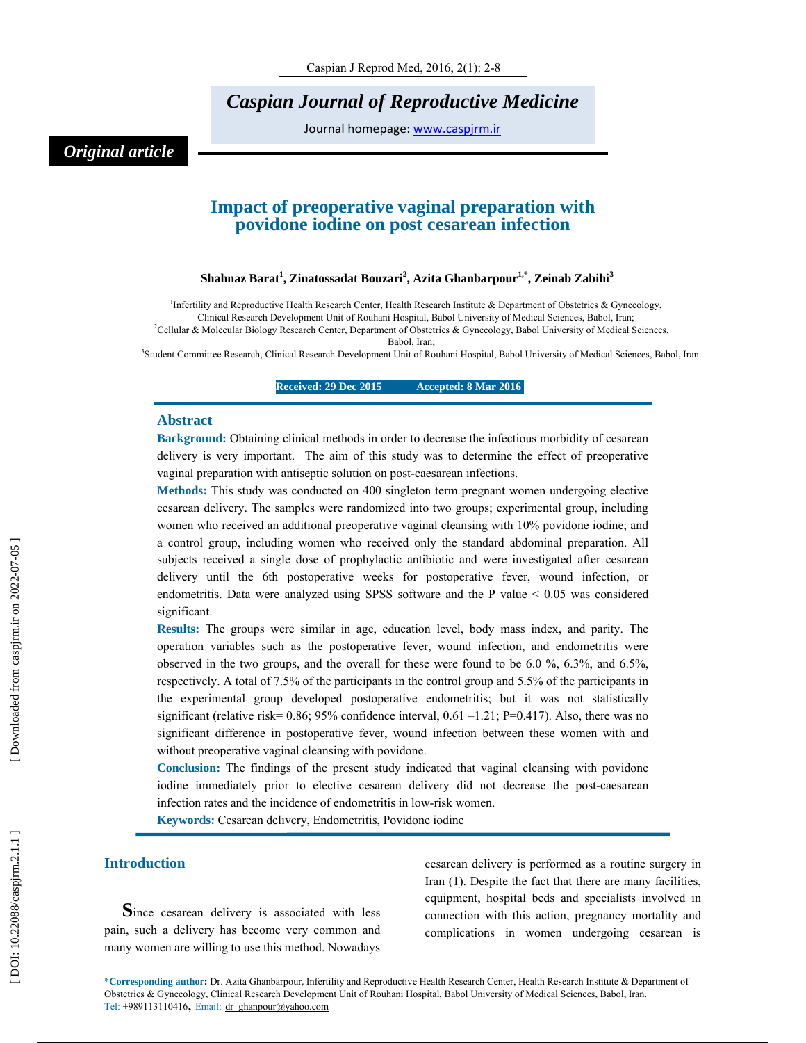# Caspian Journal of Reproductive Medicine

Journal homepage: www.caspjrm.ir

*Original article*

## Impact of preoperative vaginal preparation with povidone iodine on post cesarean infection

**Shahnaz Barat[1], Zinatossadat Bouzari[2], Azita Ghanbarpour[1,*], Zeinab Zabihi[3]**

[1]Infertility and Reproductive Health Research Center, Health Research Institute & Department of Obstetrics & Gynecology, Clinical Research Development Unit of Rouhani Hospital, Babol University of Medical Sciences, Babol, Iran;
[2]Cellular & Molecular Biology Research Center, Department of Obstetrics & Gynecology, Babol University of Medical Sciences, Babol, Iran;
[3]Student Committee Research, Clinical Research Development Unit of Rouhani Hospital, Babol University of Medical Sciences, Babol, Iran

**Received: 29 Dec 2015 Accepted: 8 Mar 2016**

## Abstract

**Background:** Obtaining clinical methods in order to decrease the infectious morbidity of cesarean delivery is very important. The aim of this study was to determine the effect of preoperative vaginal preparation with antiseptic solution on post-caesarean infections.

**Methods:** This study was conducted on 400 singleton term pregnant women undergoing elective cesarean delivery. The samples were randomized into two groups; experimental group, including women who received an additional preoperative vaginal cleansing with 10% povidone iodine; and a control group, including women who received only the standard abdominal preparation. All subjects received a single dose of prophylactic antibiotic and were investigated after cesarean delivery until the 6th postoperative weeks for postoperative fever, wound infection, or endometritis. Data were analyzed using SPSS software and the P value < 0.05 was considered significant.

**Results:** The groups were similar in age, education level, body mass index, and parity. The operation variables such as the postoperative fever, wound infection, and endometritis were observed in the two groups, and the overall for these were found to be 6.0 %, 6.3%, and 6.5%, respectively. A total of 7.5% of the participants in the control group and 5.5% of the participants in the experimental group developed postoperative endometritis; but it was not statistically significant (relative risk= 0.86; 95% confidence interval, 0.61 –1.21; P=0.417). Also, there was no significant difference in postoperative fever, wound infection between these women with and without preoperative vaginal cleansing with povidone.

**Conclusion:** The findings of the present study indicated that vaginal cleansing with povidone iodine immediately prior to elective cesarean delivery did not decrease the post-caesarean infection rates and the incidence of endometritis in low-risk women.

**Keywords:** Cesarean delivery, Endometritis, Povidone iodine

## Introduction

Since cesarean delivery is associated with less pain, such a delivery has become very common and many women are willing to use this method. Nowadays cesarean delivery is performed as a routine surgery in Iran (1). Despite the fact that there are many facilities, equipment, hospital beds and specialists involved in connection with this action, pregnancy mortality and complications in women undergoing cesarean is

*Corresponding author: Dr. Azita Ghanbarpour, Infertility and Reproductive Health Research Center, Health Research Institute & Department of Obstetrics & Gynecology, Clinical Research Development Unit of Rouhani Hospital, Babol University of Medical Sciences, Babol, Iran.
Tel: +989113110416, Email: dr_ghanpour@yahoo.com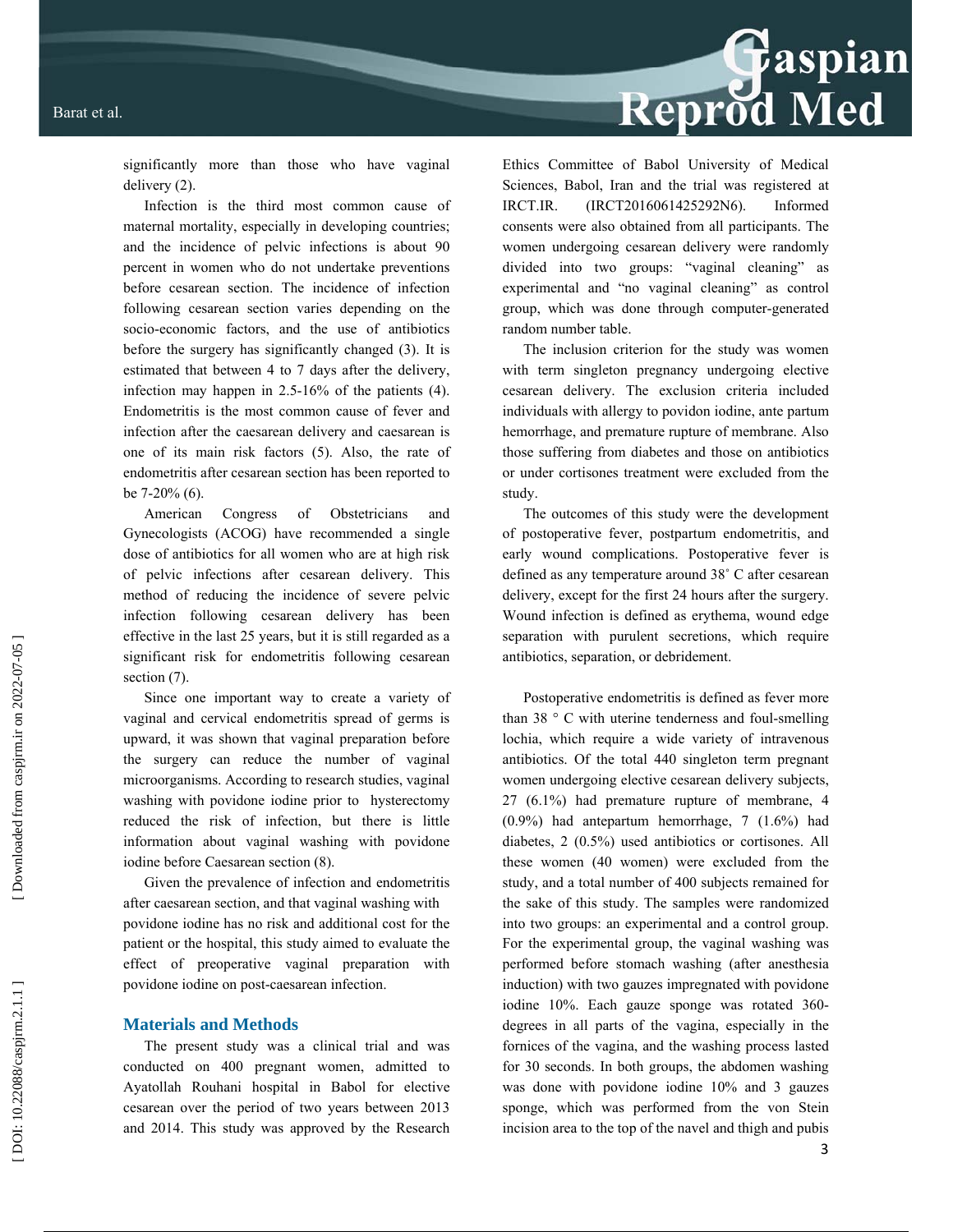significantly more than those who have vaginal delivery (2).

Infection is the third most common cause of maternal mortality, especially in developing countries; and the incidence of pelvic infections is about 90 percent in women who do not undertake preventions before cesarean section. The incidence of infection following cesarean section varies depending on the socio-economic factors, and the use of antibiotics before the surgery has significantly changed (3). It is estimated that between 4 to 7 days after the delivery, infection may happen in 2.5-16% of the patients (4). Endometritis is the most common cause of fever and infection after the caesarean delivery and caesarean is one of its main risk factors (5). Also, the rate of endometritis after cesarean section has been reported to be 7-20% (6).

American Congress of Obstetricians and Gynecologists (ACOG) have recommended a single dose of antibiotics for all women who are at high risk of pelvic infections after cesarean delivery. This method of reducing the incidence of severe pelvic infection following cesarean delivery has been effective in the last 25 years, but it is still regarded as a significant risk for endometritis following cesarean section (7).

Since one important way to create a variety of vaginal and cervical endometritis spread of germs is upward, it was shown that vaginal preparation before the surgery can reduce the number of vaginal microorganisms. According to research studies, vaginal washing with povidone iodine prior to hysterectomy reduced the risk of infection, but there is little information about vaginal washing with povidone iodine before Caesarean section (8).

Given the prevalence of infection and endometritis after caesarean section, and that vaginal washing with povidone iodine has no risk and additional cost for the patient or the hospital, this study aimed to evaluate the effect of preoperative vaginal preparation with povidone iodine on post-caesarean infection.

## Materials and Methods

The present study was a clinical trial and was conducted on 400 pregnant women, admitted to Ayatollah Rouhani hospital in Babol for elective cesarean over the period of two years between 2013 and 2014. This study was approved by the Research Ethics Committee of Babol University of Medical Sciences, Babol, Iran and the trial was registered at IRCT.IR. (IRCT2016061425292N6). Informed consents were also obtained from all participants. The women undergoing cesarean delivery were randomly divided into two groups: "vaginal cleaning" as experimental and "no vaginal cleaning" as control group, which was done through computer-generated random number table.

The inclusion criterion for the study was women with term singleton pregnancy undergoing elective cesarean delivery. The exclusion criteria included individuals with allergy to povidon iodine, ante partum hemorrhage, and premature rupture of membrane. Also those suffering from diabetes and those on antibiotics or under cortisones treatment were excluded from the study.

The outcomes of this study were the development of postoperative fever, postpartum endometritis, and early wound complications. Postoperative fever is defined as any temperature around 38° C after cesarean delivery, except for the first 24 hours after the surgery. Wound infection is defined as erythema, wound edge separation with purulent secretions, which require antibiotics, separation, or debridement.

Postoperative endometritis is defined as fever more than 38 ° C with uterine tenderness and foul-smelling lochia, which require a wide variety of intravenous antibiotics. Of the total 440 singleton term pregnant women undergoing elective cesarean delivery subjects, 27 (6.1%) had premature rupture of membrane, 4 (0.9%) had antepartum hemorrhage, 7 (1.6%) had diabetes, 2 (0.5%) used antibiotics or cortisones. All these women (40 women) were excluded from the study, and a total number of 400 subjects remained for the sake of this study. The samples were randomized into two groups: an experimental and a control group. For the experimental group, the vaginal washing was performed before stomach washing (after anesthesia induction) with two gauzes impregnated with povidone iodine 10%. Each gauze sponge was rotated 360-degrees in all parts of the vagina, especially in the fornices of the vagina, and the washing process lasted for 30 seconds. In both groups, the abdomen washing was done with povidone iodine 10% and 3 gauzes sponge, which was performed from the von Stein incision area to the top of the navel and thigh and pubis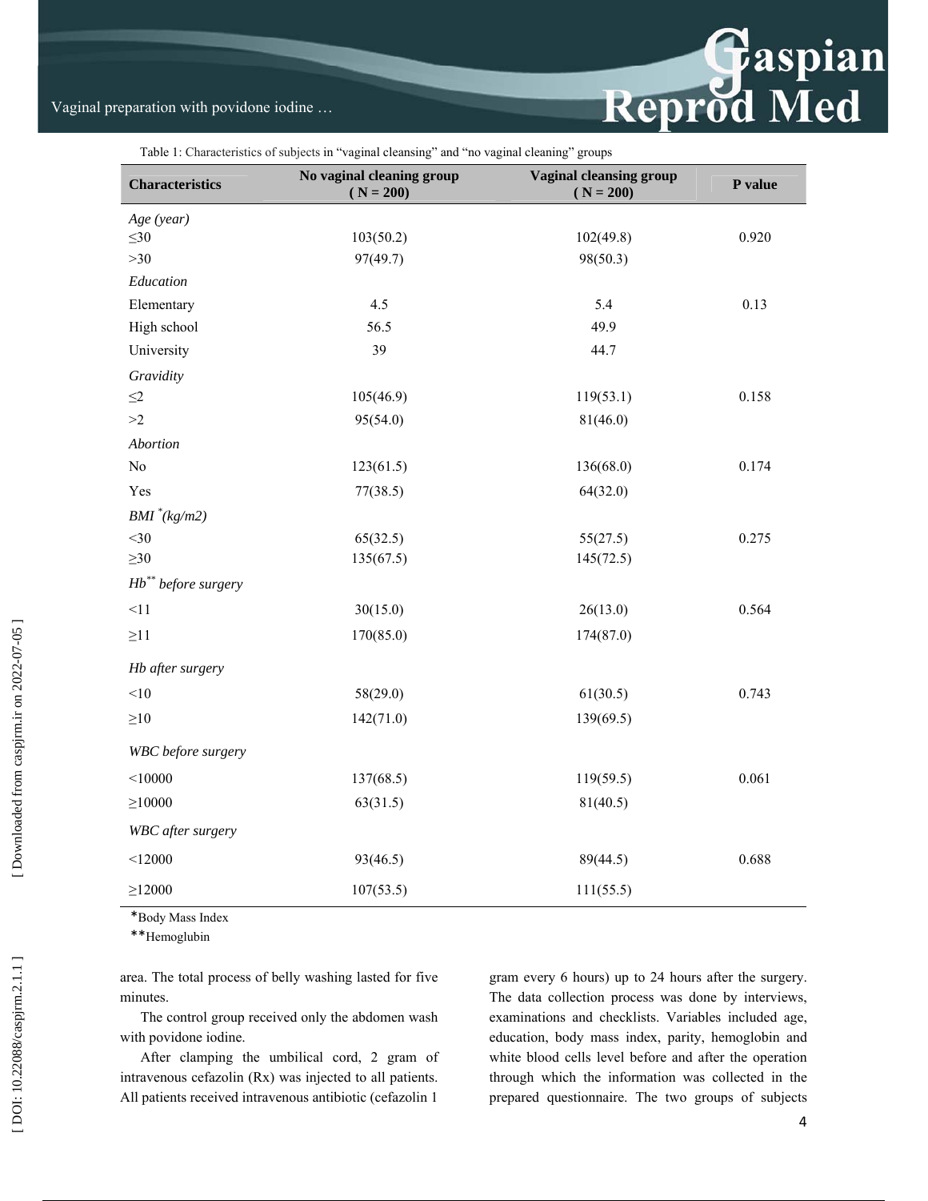Table 1: Characteristics of subjects in "vaginal cleansing" and "no vaginal cleaning" groups

| Characteristics | No vaginal cleaning group ( N = 200) | Vaginal cleansing group ( N = 200) | P value |
|---|---|---|---|
| *Age (year)* | | | |
| ≤30 | 103(50.2) | 102(49.8) | 0.920 |
| >30 | 97(49.7) | 98(50.3) | |
| *Education* | | | |
| Elementary | 4.5 | 5.4 | 0.13 |
| High school | 56.5 | 49.9 | |
| University | 39 | 44.7 | |
| *Gravidity* | | | |
| ≤2 | 105(46.9) | 119(53.1) | 0.158 |
| >2 | 95(54.0) | 81(46.0) | |
| *Abortion* | | | |
| No | 123(61.5) | 136(68.0) | 0.174 |
| Yes | 77(38.5) | 64(32.0) | |
| *BMI \*(kg/m2)* | | | |
| <30 | 65(32.5) | 55(27.5) | 0.275 |
| ≥30 | 135(67.5) | 145(72.5) | |
| *Hb\*\* before surgery* | | | |
| <11 | 30(15.0) | 26(13.0) | 0.564 |
| ≥11 | 170(85.0) | 174(87.0) | |
| *Hb after surgery* | | | |
| <10 | 58(29.0) | 61(30.5) | 0.743 |
| ≥10 | 142(71.0) | 139(69.5) | |
| *WBC before surgery* | | | |
| <10000 | 137(68.5) | 119(59.5) | 0.061 |
| ≥10000 | 63(31.5) | 81(40.5) | |
| *WBC after surgery* | | | |
| <12000 | 93(46.5) | 89(44.5) | 0.688 |
| ≥12000 | 107(53.5) | 111(55.5) | |

*Body Mass Index

**Hemoglubin

area. The total process of belly washing lasted for five minutes.

The control group received only the abdomen wash with povidone iodine.

After clamping the umbilical cord, 2 gram of intravenous cefazolin (Rx) was injected to all patients. All patients received intravenous antibiotic (cefazolin 1 gram every 6 hours) up to 24 hours after the surgery. The data collection process was done by interviews, examinations and checklists. Variables included age, education, body mass index, parity, hemoglobin and white blood cells level before and after the operation through which the information was collected in the prepared questionnaire. The two groups of subjects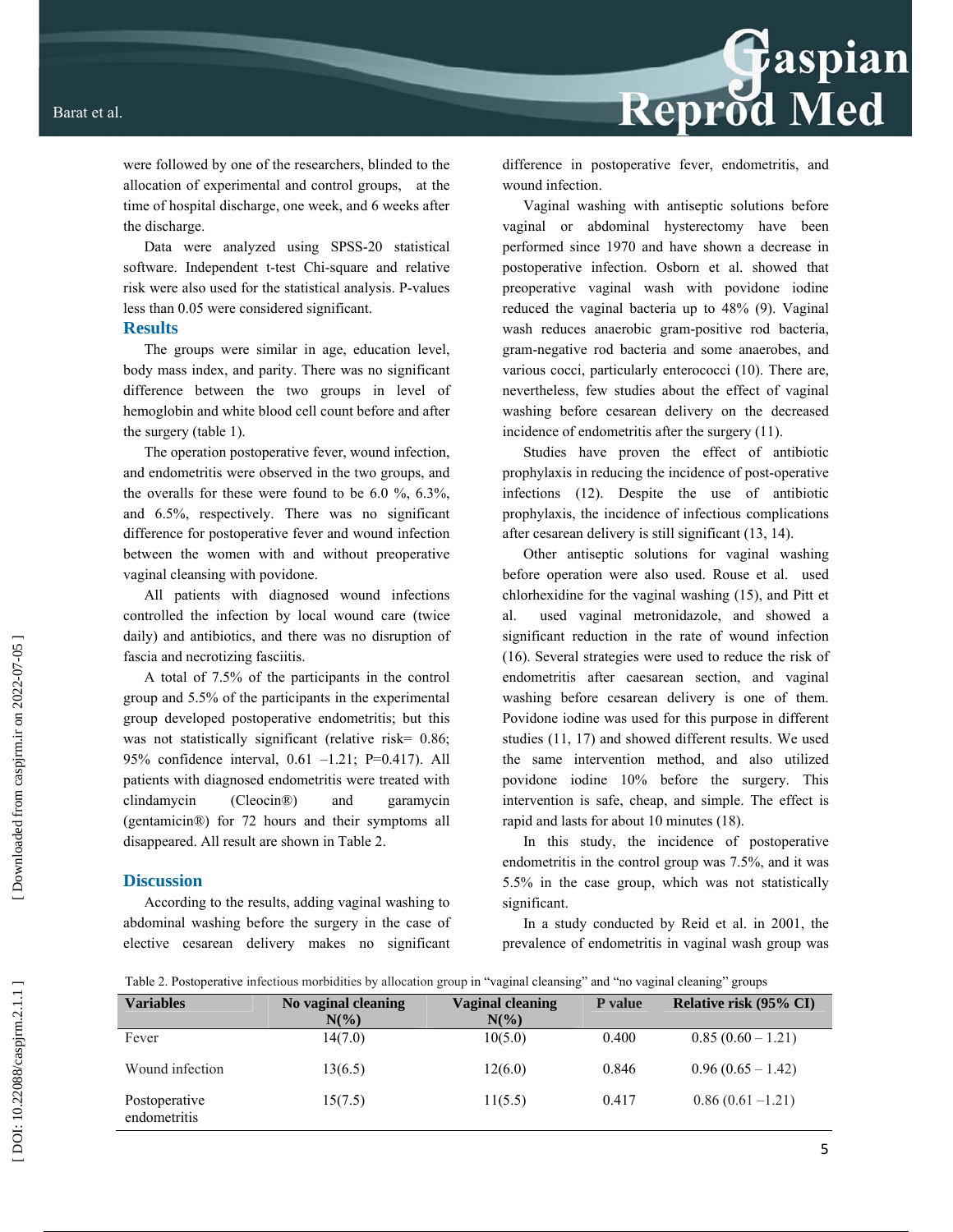were followed by one of the researchers, blinded to the allocation of experimental and control groups, at the time of hospital discharge, one week, and 6 weeks after the discharge.

Data were analyzed using SPSS-20 statistical software. Independent t-test Chi-square and relative risk were also used for the statistical analysis. P-values less than 0.05 were considered significant.

## Results

The groups were similar in age, education level, body mass index, and parity. There was no significant difference between the two groups in level of hemoglobin and white blood cell count before and after the surgery (table 1).

The operation postoperative fever, wound infection, and endometritis were observed in the two groups, and the overalls for these were found to be 6.0 %, 6.3%, and 6.5%, respectively. There was no significant difference for postoperative fever and wound infection between the women with and without preoperative vaginal cleansing with povidone.

All patients with diagnosed wound infections controlled the infection by local wound care (twice daily) and antibiotics, and there was no disruption of fascia and necrotizing fasciitis.

A total of 7.5% of the participants in the control group and 5.5% of the participants in the experimental group developed postoperative endometritis; but this was not statistically significant (relative risk= 0.86; 95% confidence interval, 0.61 –1.21; P=0.417). All patients with diagnosed endometritis were treated with clindamycin (Cleocin®) and garamycin (gentamicin®) for 72 hours and their symptoms all disappeared. All result are shown in Table 2.

## Discussion

According to the results, adding vaginal washing to abdominal washing before the surgery in the case of elective cesarean delivery makes no significant difference in postoperative fever, endometritis, and wound infection.

Vaginal washing with antiseptic solutions before vaginal or abdominal hysterectomy have been performed since 1970 and have shown a decrease in postoperative infection. Osborn et al. showed that preoperative vaginal wash with povidone iodine reduced the vaginal bacteria up to 48% (9). Vaginal wash reduces anaerobic gram-positive rod bacteria, gram-negative rod bacteria and some anaerobes, and various cocci, particularly enterococci (10). There are, nevertheless, few studies about the effect of vaginal washing before cesarean delivery on the decreased incidence of endometritis after the surgery (11).

Studies have proven the effect of antibiotic prophylaxis in reducing the incidence of post-operative infections (12). Despite the use of antibiotic prophylaxis, the incidence of infectious complications after cesarean delivery is still significant (13, 14).

Other antiseptic solutions for vaginal washing before operation were also used. Rouse et al. used chlorhexidine for the vaginal washing (15), and Pitt et al. used vaginal metronidazole, and showed a significant reduction in the rate of wound infection (16). Several strategies were used to reduce the risk of endometritis after caesarean section, and vaginal washing before cesarean delivery is one of them. Povidone iodine was used for this purpose in different studies (11, 17) and showed different results. We used the same intervention method, and also utilized povidone iodine 10% before the surgery. This intervention is safe, cheap, and simple. The effect is rapid and lasts for about 10 minutes (18).

In this study, the incidence of postoperative endometritis in the control group was 7.5%, and it was 5.5% in the case group, which was not statistically significant.

In a study conducted by Reid et al. in 2001, the prevalence of endometritis in vaginal wash group was

Table 2. Postoperative infectious morbidities by allocation group in "vaginal cleansing" and "no vaginal cleaning" groups

| Variables | No vaginal cleaning N(%) | Vaginal cleaning N(%) | P value | Relative risk (95% CI) |
|---|---|---|---|---|
| Fever | 14(7.0) | 10(5.0) | 0.400 | 0.85 (0.60 – 1.21) |
| Wound infection | 13(6.5) | 12(6.0) | 0.846 | 0.96 (0.65 – 1.42) |
| Postoperative endometritis | 15(7.5) | 11(5.5) | 0.417 | 0.86 (0.61 –1.21) |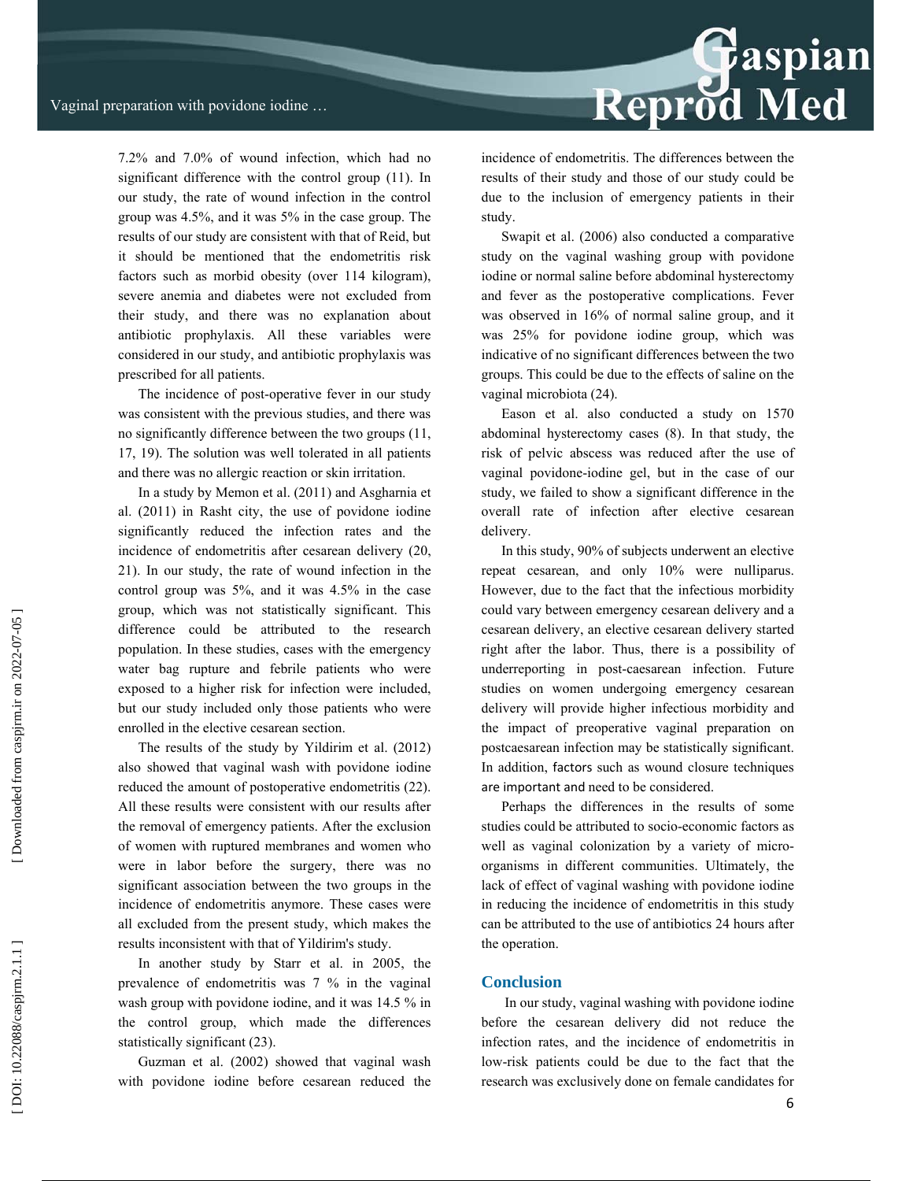7.2% and 7.0% of wound infection, which had no significant difference with the control group (11). In our study, the rate of wound infection in the control group was 4.5%, and it was 5% in the case group. The results of our study are consistent with that of Reid, but it should be mentioned that the endometritis risk factors such as morbid obesity (over 114 kilogram), severe anemia and diabetes were not excluded from their study, and there was no explanation about antibiotic prophylaxis. All these variables were considered in our study, and antibiotic prophylaxis was prescribed for all patients.

The incidence of post-operative fever in our study was consistent with the previous studies, and there was no significantly difference between the two groups (11, 17, 19). The solution was well tolerated in all patients and there was no allergic reaction or skin irritation.

In a study by Memon et al. (2011) and Asgharnia et al. (2011) in Rasht city, the use of povidone iodine significantly reduced the infection rates and the incidence of endometritis after cesarean delivery (20, 21). In our study, the rate of wound infection in the control group was 5%, and it was 4.5% in the case group, which was not statistically significant. This difference could be attributed to the research population. In these studies, cases with the emergency water bag rupture and febrile patients who were exposed to a higher risk for infection were included, but our study included only those patients who were enrolled in the elective cesarean section.

The results of the study by Yildirim et al. (2012) also showed that vaginal wash with povidone iodine reduced the amount of postoperative endometritis (22). All these results were consistent with our results after the removal of emergency patients. After the exclusion of women with ruptured membranes and women who were in labor before the surgery, there was no significant association between the two groups in the incidence of endometritis anymore. These cases were all excluded from the present study, which makes the results inconsistent with that of Yildirim's study.

In another study by Starr et al. in 2005, the prevalence of endometritis was 7 % in the vaginal wash group with povidone iodine, and it was 14.5 % in the control group, which made the differences statistically significant (23).

Guzman et al. (2002) showed that vaginal wash with povidone iodine before cesarean reduced the incidence of endometritis. The differences between the results of their study and those of our study could be due to the inclusion of emergency patients in their study.

Swapit et al. (2006) also conducted a comparative study on the vaginal washing group with povidone iodine or normal saline before abdominal hysterectomy and fever as the postoperative complications. Fever was observed in 16% of normal saline group, and it was 25% for povidone iodine group, which was indicative of no significant differences between the two groups. This could be due to the effects of saline on the vaginal microbiota (24).

Eason et al. also conducted a study on 1570 abdominal hysterectomy cases (8). In that study, the risk of pelvic abscess was reduced after the use of vaginal povidone-iodine gel, but in the case of our study, we failed to show a significant difference in the overall rate of infection after elective cesarean delivery.

In this study, 90% of subjects underwent an elective repeat cesarean, and only 10% were nulliparus. However, due to the fact that the infectious morbidity could vary between emergency cesarean delivery and a cesarean delivery, an elective cesarean delivery started right after the labor. Thus, there is a possibility of underreporting in post-caesarean infection. Future studies on women undergoing emergency cesarean delivery will provide higher infectious morbidity and the impact of preoperative vaginal preparation on postcaesarean infection may be statistically significant. In addition, factors such as wound closure techniques are important and need to be considered.

Perhaps the differences in the results of some studies could be attributed to socio-economic factors as well as vaginal colonization by a variety of micro-organisms in different communities. Ultimately, the lack of effect of vaginal washing with povidone iodine in reducing the incidence of endometritis in this study can be attributed to the use of antibiotics 24 hours after the operation.

## Conclusion

In our study, vaginal washing with povidone iodine before the cesarean delivery did not reduce the infection rates, and the incidence of endometritis in low-risk patients could be due to the fact that the research was exclusively done on female candidates for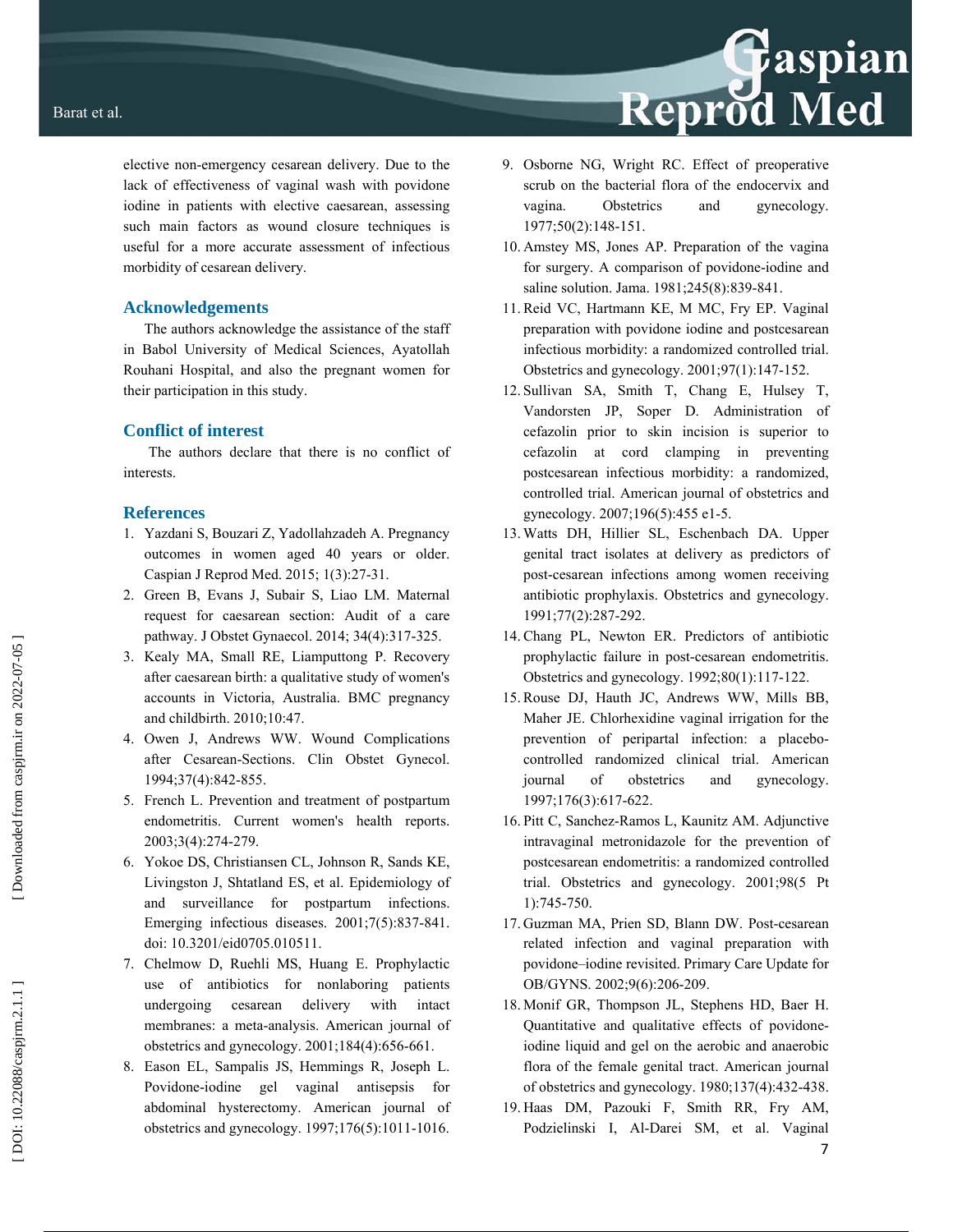elective non-emergency cesarean delivery. Due to the lack of effectiveness of vaginal wash with povidone iodine in patients with elective caesarean, assessing such main factors as wound closure techniques is useful for a more accurate assessment of infectious morbidity of cesarean delivery.

## Acknowledgements

The authors acknowledge the assistance of the staff in Babol University of Medical Sciences, Ayatollah Rouhani Hospital, and also the pregnant women for their participation in this study.

## Conflict of interest

The authors declare that there is no conflict of interests.

## References

1. Yazdani S, Bouzari Z, Yadollahzadeh A. Pregnancy outcomes in women aged 40 years or older. Caspian J Reprod Med. 2015; 1(3):27-31.
2. Green B, Evans J, Subair S, Liao LM. Maternal request for caesarean section: Audit of a care pathway. J Obstet Gynaecol. 2014; 34(4):317-325.
3. Kealy MA, Small RE, Liamputtong P. Recovery after caesarean birth: a qualitative study of women's accounts in Victoria, Australia. BMC pregnancy and childbirth. 2010;10:47.
4. Owen J, Andrews WW. Wound Complications after Cesarean-Sections. Clin Obstet Gynecol. 1994;37(4):842-855.
5. French L. Prevention and treatment of postpartum endometritis. Current women's health reports. 2003;3(4):274-279.
6. Yokoe DS, Christiansen CL, Johnson R, Sands KE, Livingston J, Shtatland ES, et al. Epidemiology of and surveillance for postpartum infections. Emerging infectious diseases. 2001;7(5):837-841. doi: 10.3201/eid0705.010511.
7. Chelmow D, Ruehli MS, Huang E. Prophylactic use of antibiotics for nonlaboring patients undergoing cesarean delivery with intact membranes: a meta-analysis. American journal of obstetrics and gynecology. 2001;184(4):656-661.
8. Eason EL, Sampalis JS, Hemmings R, Joseph L. Povidone-iodine gel vaginal antisepsis for abdominal hysterectomy. American journal of obstetrics and gynecology. 1997;176(5):1011-1016.
9. Osborne NG, Wright RC. Effect of preoperative scrub on the bacterial flora of the endocervix and vagina. Obstetrics and gynecology. 1977;50(2):148-151.
10. Amstey MS, Jones AP. Preparation of the vagina for surgery. A comparison of povidone-iodine and saline solution. Jama. 1981;245(8):839-841.
11. Reid VC, Hartmann KE, M MC, Fry EP. Vaginal preparation with povidone iodine and postcesarean infectious morbidity: a randomized controlled trial. Obstetrics and gynecology. 2001;97(1):147-152.
12. Sullivan SA, Smith T, Chang E, Hulsey T, Vandorsten JP, Soper D. Administration of cefazolin prior to skin incision is superior to cefazolin at cord clamping in preventing postcesarean infectious morbidity: a randomized, controlled trial. American journal of obstetrics and gynecology. 2007;196(5):455 e1-5.
13. Watts DH, Hillier SL, Eschenbach DA. Upper genital tract isolates at delivery as predictors of post-cesarean infections among women receiving antibiotic prophylaxis. Obstetrics and gynecology. 1991;77(2):287-292.
14. Chang PL, Newton ER. Predictors of antibiotic prophylactic failure in post-cesarean endometritis. Obstetrics and gynecology. 1992;80(1):117-122.
15. Rouse DJ, Hauth JC, Andrews WW, Mills BB, Maher JE. Chlorhexidine vaginal irrigation for the prevention of peripartal infection: a placebo-controlled randomized clinical trial. American journal of obstetrics and gynecology. 1997;176(3):617-622.
16. Pitt C, Sanchez-Ramos L, Kaunitz AM. Adjunctive intravaginal metronidazole for the prevention of postcesarean endometritis: a randomized controlled trial. Obstetrics and gynecology. 2001;98(5 Pt 1):745-750.
17. Guzman MA, Prien SD, Blann DW. Post-cesarean related infection and vaginal preparation with povidone–iodine revisited. Primary Care Update for OB/GYNS. 2002;9(6):206-209.
18. Monif GR, Thompson JL, Stephens HD, Baer H. Quantitative and qualitative effects of povidone-iodine liquid and gel on the aerobic and anaerobic flora of the female genital tract. American journal of obstetrics and gynecology. 1980;137(4):432-438.
19. Haas DM, Pazouki F, Smith RR, Fry AM, Podzielinski I, Al-Darei SM, et al. Vaginal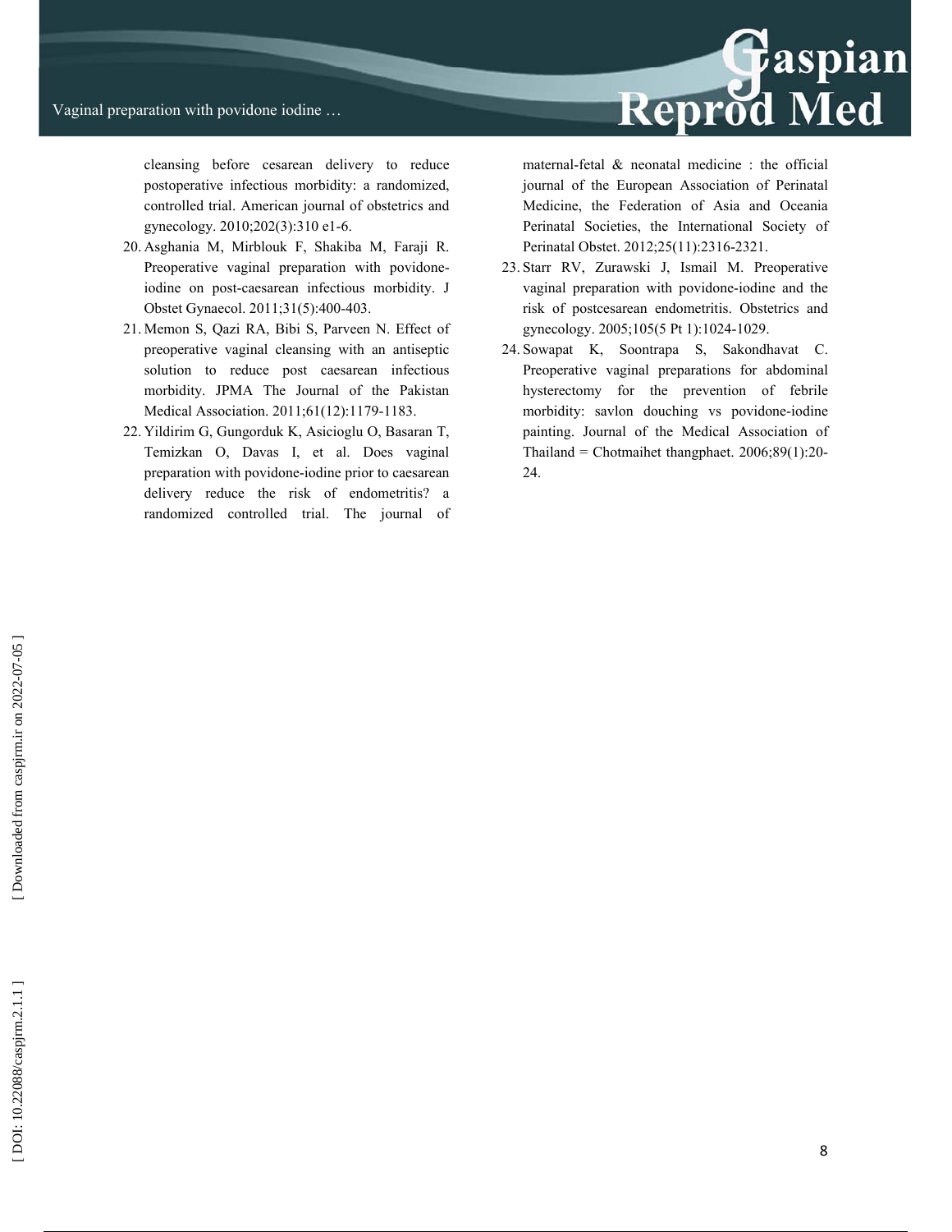cleansing before cesarean delivery to reduce postoperative infectious morbidity: a randomized, controlled trial. American journal of obstetrics and gynecology. 2010;202(3):310 e1-6.

20. Asghania M, Mirblouk F, Shakiba M, Faraji R. Preoperative vaginal preparation with povidone-iodine on post-caesarean infectious morbidity. J Obstet Gynaecol. 2011;31(5):400-403.
21. Memon S, Qazi RA, Bibi S, Parveen N. Effect of preoperative vaginal cleansing with an antiseptic solution to reduce post caesarean infectious morbidity. JPMA The Journal of the Pakistan Medical Association. 2011;61(12):1179-1183.
22. Yildirim G, Gungorduk K, Asicioglu O, Basaran T, Temizkan O, Davas I, et al. Does vaginal preparation with povidone-iodine prior to caesarean delivery reduce the risk of endometritis? a randomized controlled trial. The journal of maternal-fetal & neonatal medicine : the official journal of the European Association of Perinatal Medicine, the Federation of Asia and Oceania Perinatal Societies, the International Society of Perinatal Obstet. 2012;25(11):2316-2321.
23. Starr RV, Zurawski J, Ismail M. Preoperative vaginal preparation with povidone-iodine and the risk of postcesarean endometritis. Obstetrics and gynecology. 2005;105(5 Pt 1):1024-1029.
24. Sowapat K, Soontrapa S, Sakondhavat C. Preoperative vaginal preparations for abdominal hysterectomy for the prevention of febrile morbidity: savlon douching vs povidone-iodine painting. Journal of the Medical Association of Thailand = Chotmaihet thangphaet. 2006;89(1):20-24.